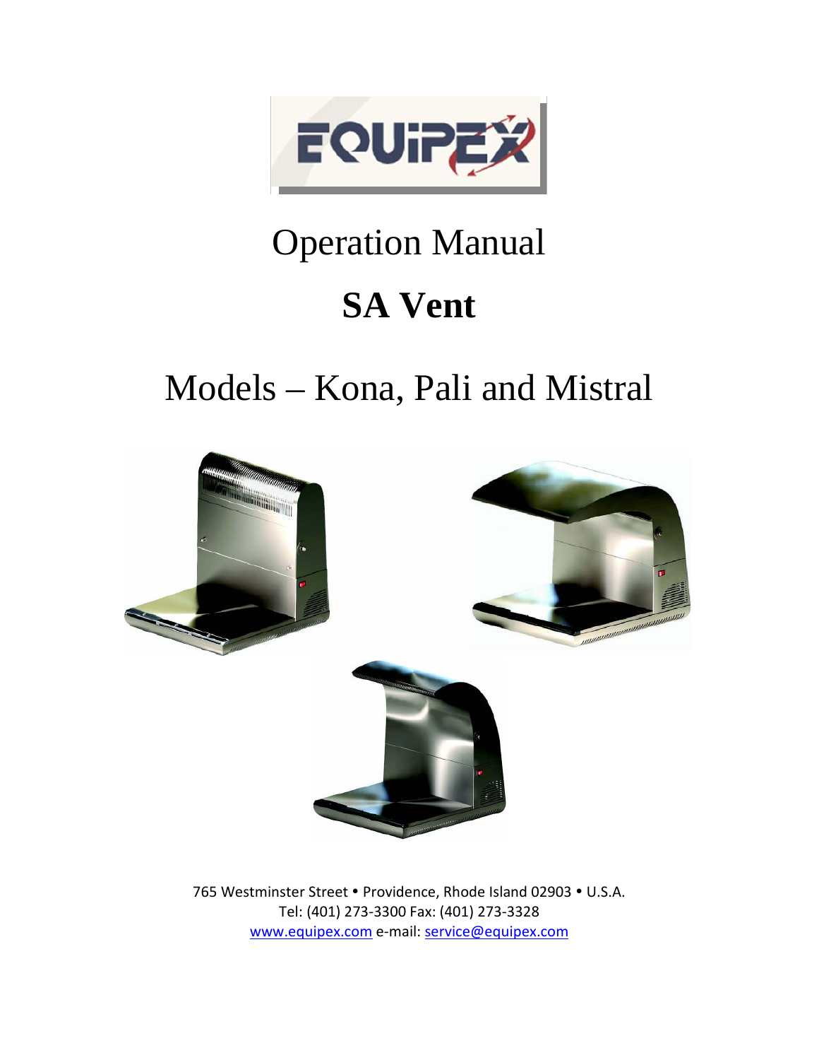# Operation Manual

# SA Vent

## Models – Kona, Pali and Mistral

765 Westminster Street • Providence, Rhode Island 02903 • U.S.A.
Tel: (401) 273-3300 Fax: (401) 273-3328
www.equipex.com e-mail: service@equipex.com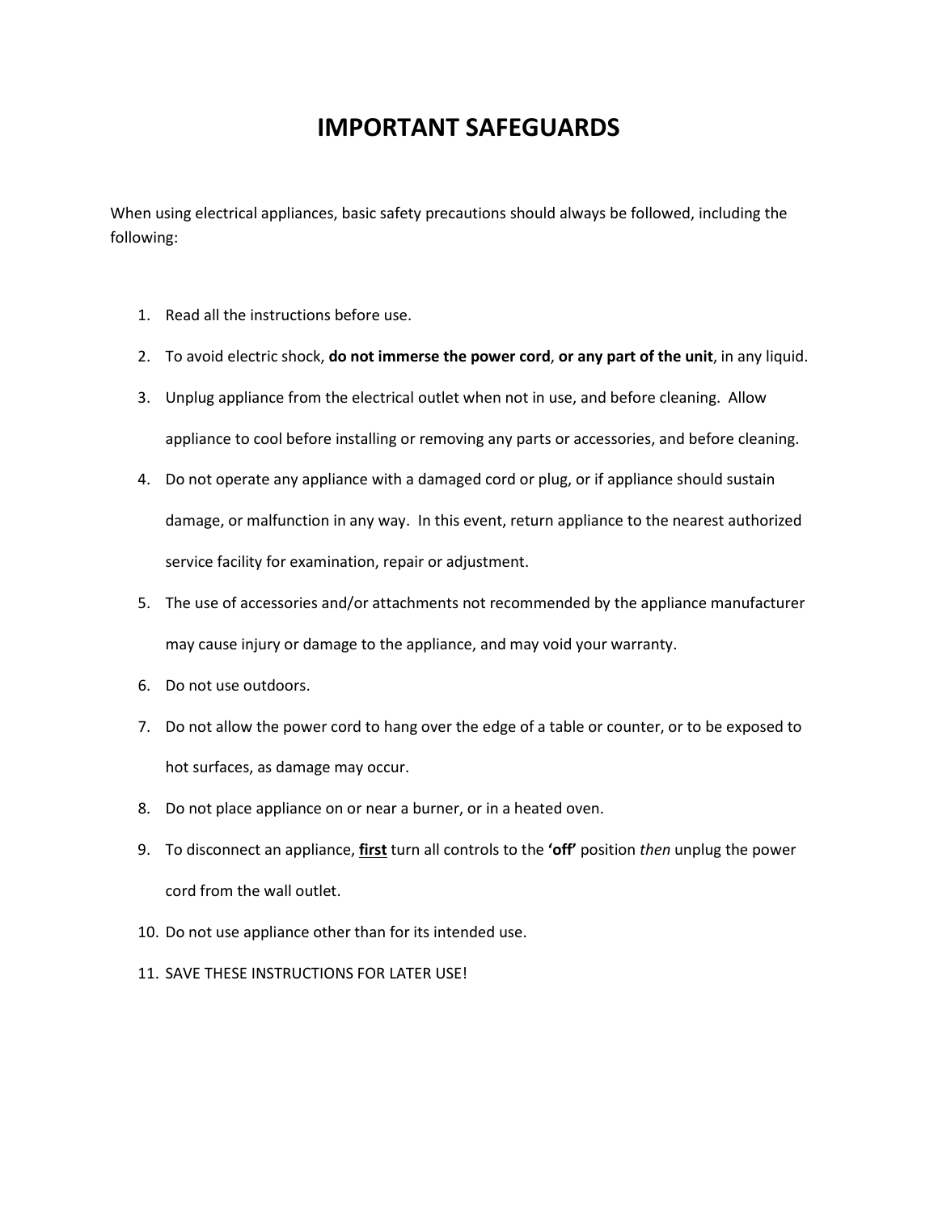# IMPORTANT SAFEGUARDS

When using electrical appliances, basic safety precautions should always be followed, including the following:

1. Read all the instructions before use.
2. To avoid electric shock, **do not immerse the power cord**, **or any part of the unit**, in any liquid.
3. Unplug appliance from the electrical outlet when not in use, and before cleaning. Allow appliance to cool before installing or removing any parts or accessories, and before cleaning.
4. Do not operate any appliance with a damaged cord or plug, or if appliance should sustain damage, or malfunction in any way. In this event, return appliance to the nearest authorized service facility for examination, repair or adjustment.
5. The use of accessories and/or attachments not recommended by the appliance manufacturer may cause injury or damage to the appliance, and may void your warranty.
6. Do not use outdoors.
7. Do not allow the power cord to hang over the edge of a table or counter, or to be exposed to hot surfaces, as damage may occur.
8. Do not place appliance on or near a burner, or in a heated oven.
9. To disconnect an appliance, <u>**first**</u> turn all controls to the **'off'** position *then* unplug the power cord from the wall outlet.
10. Do not use appliance other than for its intended use.
11. SAVE THESE INSTRUCTIONS FOR LATER USE!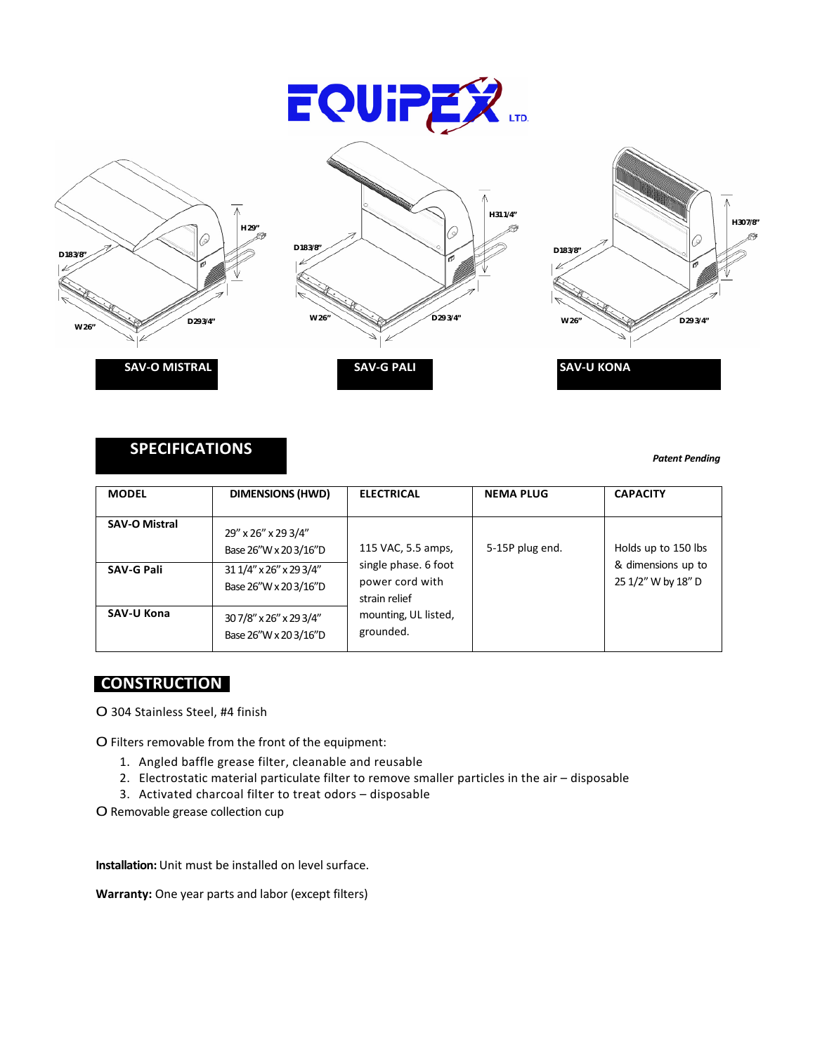EQUIPEX LTD.

H 29" D 18 3/8" W 26" D 29 3/4"

**SAV-O MISTRAL**

H 31 1/4" D 18 3/8" W 26" D 29 3/4"

**SAV-G PALI**

H 30 7/8" D 18 3/8" W 26" D 29 3/4"

**SAV-U KONA**

## SPECIFICATIONS

***Patent Pending***

| MODEL | DIMENSIONS (HWD) | ELECTRICAL | NEMA PLUG | CAPACITY |
|---|---|---|---|---|
| **SAV-O Mistral** | 29" x 26" x 29 3/4"<br>Base 26"W x 20 3/16"D | 115 VAC, 5.5 amps, single phase. 6 foot power cord with strain relief mounting, UL listed, grounded. | 5-15P plug end. | Holds up to 150 lbs & dimensions up to 25 1/2" W by 18" D |
| **SAV-G Pali** | 31 1/4" x 26" x 29 3/4"<br>Base 26"W x 20 3/16"D | | | |
| **SAV-U Kona** | 30 7/8" x 26" x 29 3/4"<br>Base 26"W x 20 3/16"D | | | |

## CONSTRUCTION

- 304 Stainless Steel, #4 finish
- Filters removable from the front of the equipment:
  1. Angled baffle grease filter, cleanable and reusable
  2. Electrostatic material particulate filter to remove smaller particles in the air – disposable
  3. Activated charcoal filter to treat odors – disposable
- Removable grease collection cup

**Installation:** Unit must be installed on level surface.

**Warranty:** One year parts and labor (except filters)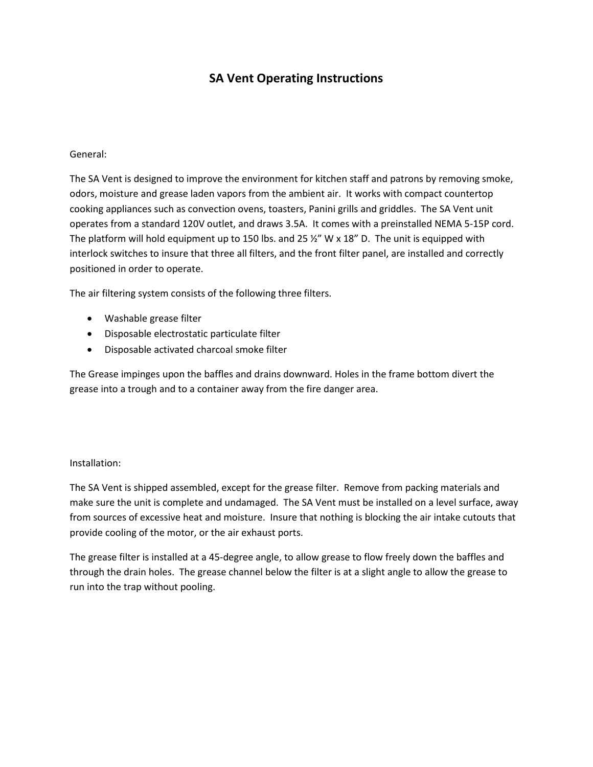# SA Vent Operating Instructions

General:

The SA Vent is designed to improve the environment for kitchen staff and patrons by removing smoke, odors, moisture and grease laden vapors from the ambient air. It works with compact countertop cooking appliances such as convection ovens, toasters, Panini grills and griddles. The SA Vent unit operates from a standard 120V outlet, and draws 3.5A. It comes with a preinstalled NEMA 5-15P cord. The platform will hold equipment up to 150 lbs. and 25 ½" W x 18" D. The unit is equipped with interlock switches to insure that three all filters, and the front filter panel, are installed and correctly positioned in order to operate.

The air filtering system consists of the following three filters.

- Washable grease filter
- Disposable electrostatic particulate filter
- Disposable activated charcoal smoke filter

The Grease impinges upon the baffles and drains downward. Holes in the frame bottom divert the grease into a trough and to a container away from the fire danger area.

Installation:

The SA Vent is shipped assembled, except for the grease filter. Remove from packing materials and make sure the unit is complete and undamaged. The SA Vent must be installed on a level surface, away from sources of excessive heat and moisture. Insure that nothing is blocking the air intake cutouts that provide cooling of the motor, or the air exhaust ports.

The grease filter is installed at a 45-degree angle, to allow grease to flow freely down the baffles and through the drain holes. The grease channel below the filter is at a slight angle to allow the grease to run into the trap without pooling.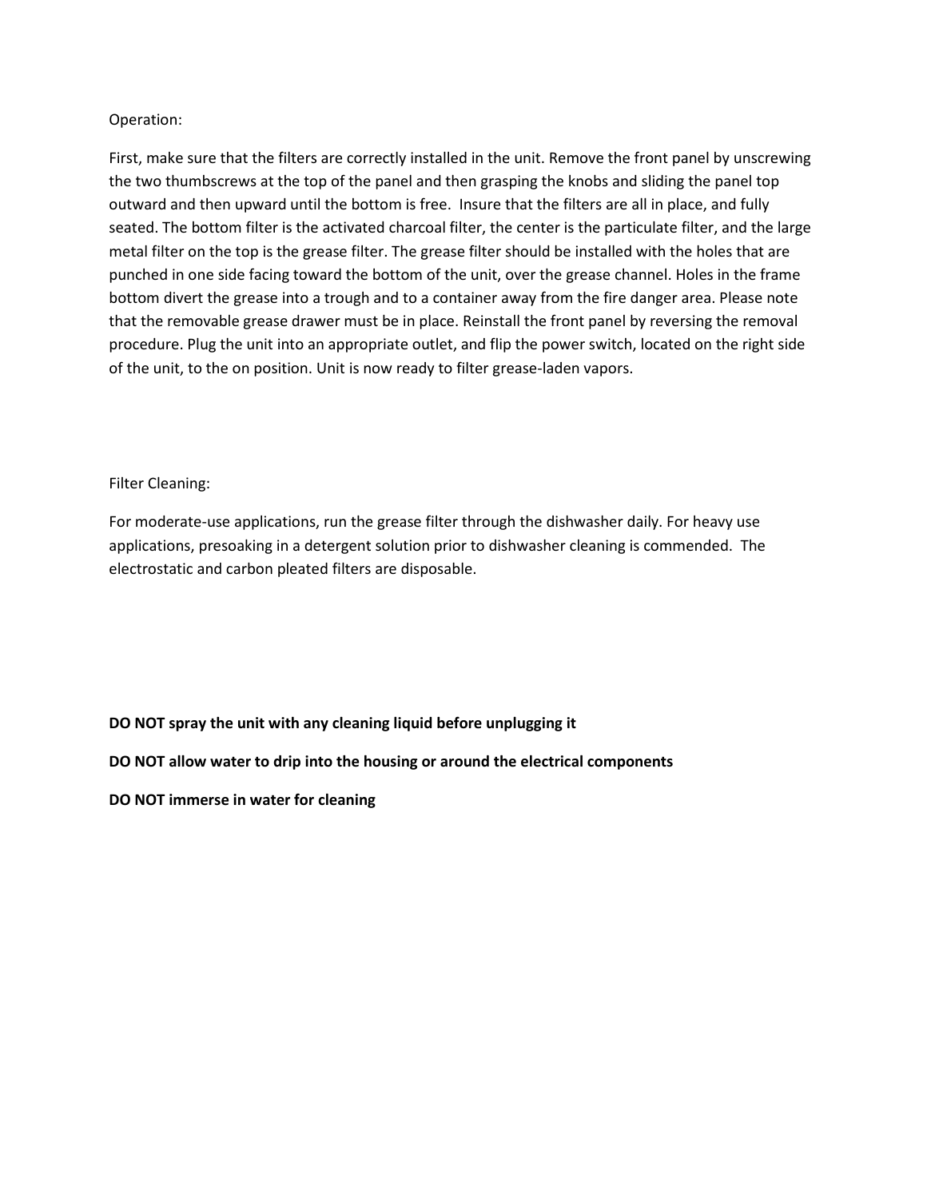Operation:

First, make sure that the filters are correctly installed in the unit. Remove the front panel by unscrewing the two thumbscrews at the top of the panel and then grasping the knobs and sliding the panel top outward and then upward until the bottom is free. Insure that the filters are all in place, and fully seated. The bottom filter is the activated charcoal filter, the center is the particulate filter, and the large metal filter on the top is the grease filter. The grease filter should be installed with the holes that are punched in one side facing toward the bottom of the unit, over the grease channel. Holes in the frame bottom divert the grease into a trough and to a container away from the fire danger area. Please note that the removable grease drawer must be in place. Reinstall the front panel by reversing the removal procedure. Plug the unit into an appropriate outlet, and flip the power switch, located on the right side of the unit, to the on position. Unit is now ready to filter grease-laden vapors.

Filter Cleaning:

For moderate-use applications, run the grease filter through the dishwasher daily. For heavy use applications, presoaking in a detergent solution prior to dishwasher cleaning is commended. The electrostatic and carbon pleated filters are disposable.

**DO NOT spray the unit with any cleaning liquid before unplugging it**

**DO NOT allow water to drip into the housing or around the electrical components**

**DO NOT immerse in water for cleaning**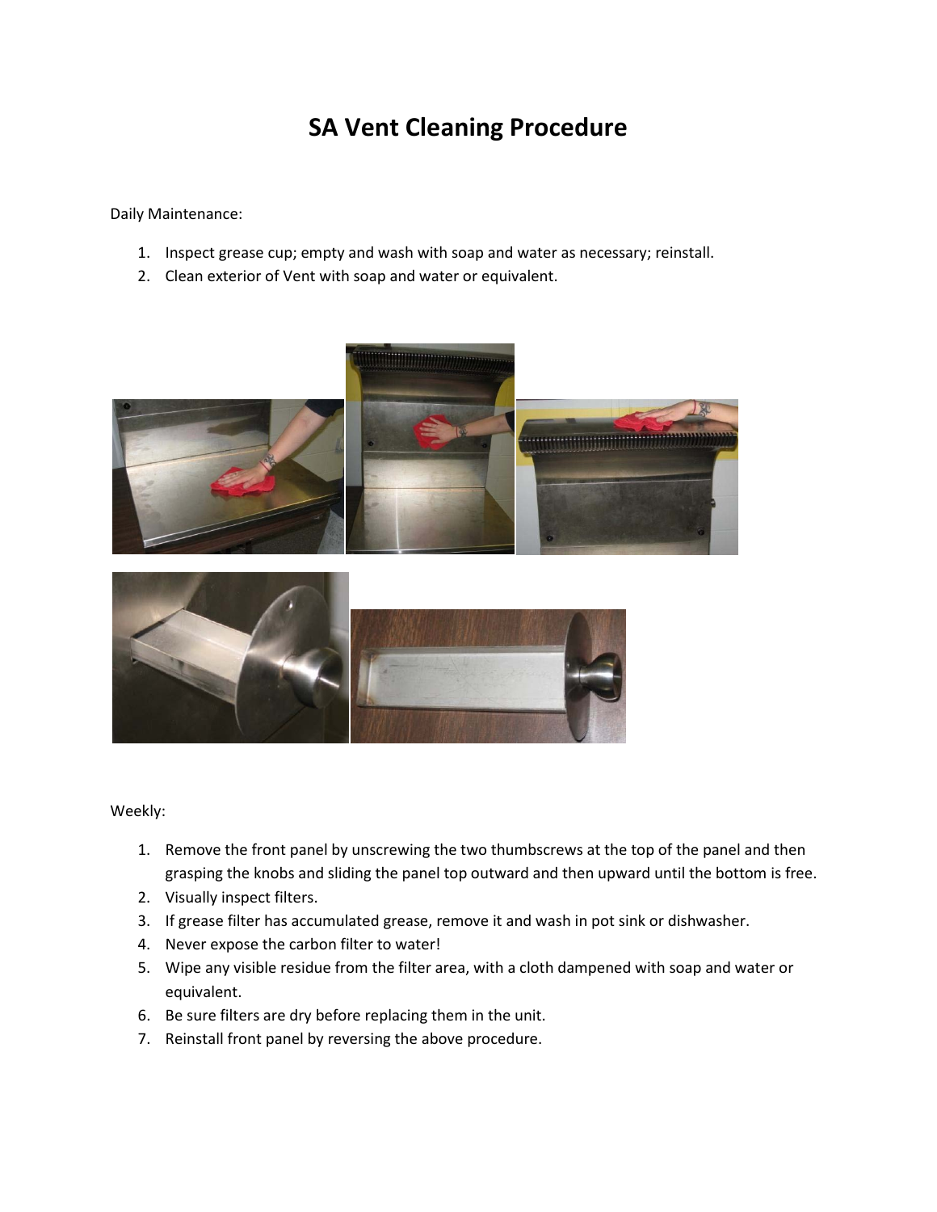# SA Vent Cleaning Procedure

Daily Maintenance:

1. Inspect grease cup; empty and wash with soap and water as necessary; reinstall.
2. Clean exterior of Vent with soap and water or equivalent.

Weekly:

1. Remove the front panel by unscrewing the two thumbscrews at the top of the panel and then grasping the knobs and sliding the panel top outward and then upward until the bottom is free.
2. Visually inspect filters.
3. If grease filter has accumulated grease, remove it and wash in pot sink or dishwasher.
4. Never expose the carbon filter to water!
5. Wipe any visible residue from the filter area, with a cloth dampened with soap and water or equivalent.
6. Be sure filters are dry before replacing them in the unit.
7. Reinstall front panel by reversing the above procedure.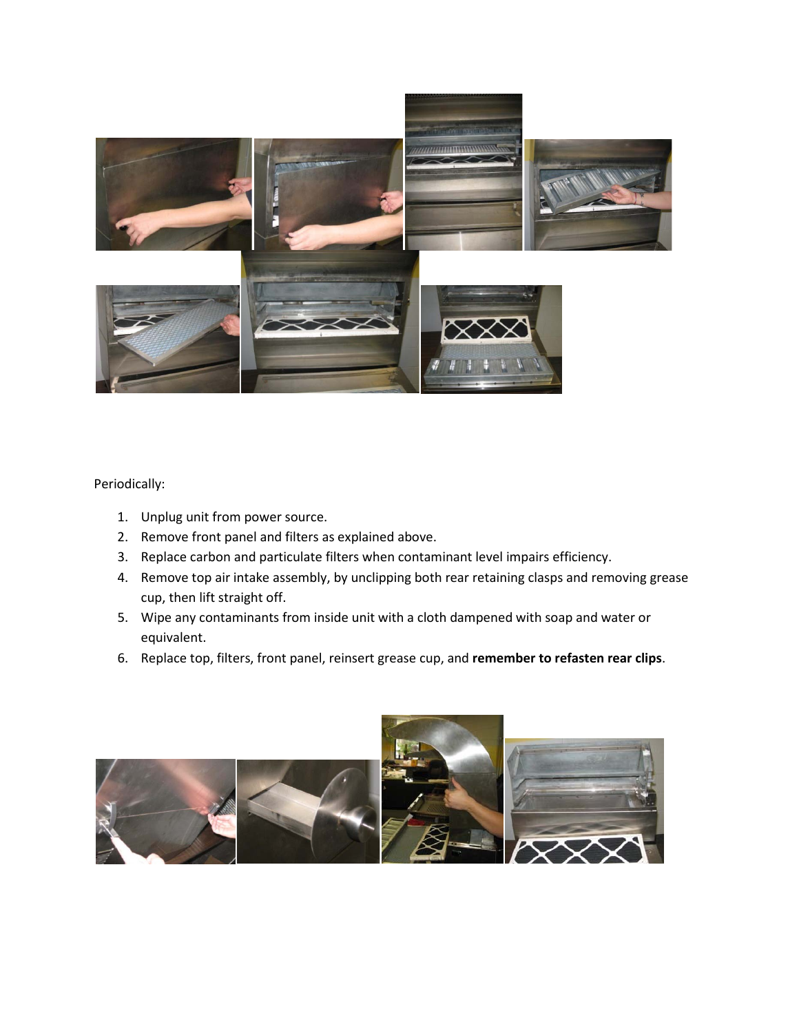Periodically:

1. Unplug unit from power source.
2. Remove front panel and filters as explained above.
3. Replace carbon and particulate filters when contaminant level impairs efficiency.
4. Remove top air intake assembly, by unclipping both rear retaining clasps and removing grease cup, then lift straight off.
5. Wipe any contaminants from inside unit with a cloth dampened with soap and water or equivalent.
6. Replace top, filters, front panel, reinsert grease cup, and **remember to refasten rear clips**.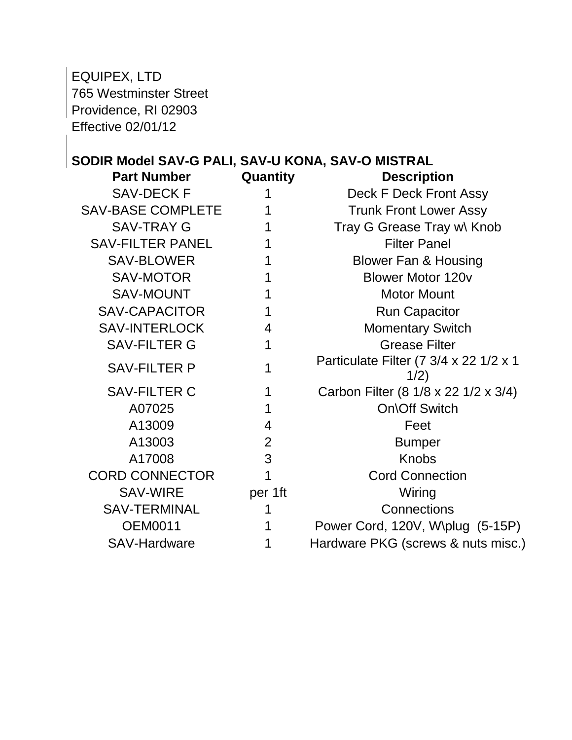EQUIPEX, LTD
765 Westminster Street
Providence, RI 02903
Effective 02/01/12

**SODIR Model SAV-G PALI, SAV-U KONA, SAV-O MISTRAL**

| Part Number | Quantity | Description |
|---|---|---|
| SAV-DECK F | 1 | Deck F Deck Front Assy |
| SAV-BASE COMPLETE | 1 | Trunk Front Lower Assy |
| SAV-TRAY G | 1 | Tray G Grease Tray w\ Knob |
| SAV-FILTER PANEL | 1 | Filter Panel |
| SAV-BLOWER | 1 | Blower Fan & Housing |
| SAV-MOTOR | 1 | Blower Motor 120v |
| SAV-MOUNT | 1 | Motor Mount |
| SAV-CAPACITOR | 1 | Run Capacitor |
| SAV-INTERLOCK | 4 | Momentary Switch |
| SAV-FILTER G | 1 | Grease Filter |
| SAV-FILTER P | 1 | Particulate Filter (7 3/4 x 22 1/2 x 1 1/2) |
| SAV-FILTER C | 1 | Carbon Filter (8 1/8 x 22 1/2 x 3/4) |
| A07025 | 1 | On\Off Switch |
| A13009 | 4 | Feet |
| A13003 | 2 | Bumper |
| A17008 | 3 | Knobs |
| CORD CONNECTOR | 1 | Cord Connection |
| SAV-WIRE | per 1ft | Wiring |
| SAV-TERMINAL | 1 | Connections |
| OEM0011 | 1 | Power Cord, 120V, W\plug (5-15P) |
| SAV-Hardware | 1 | Hardware PKG (screws & nuts misc.) |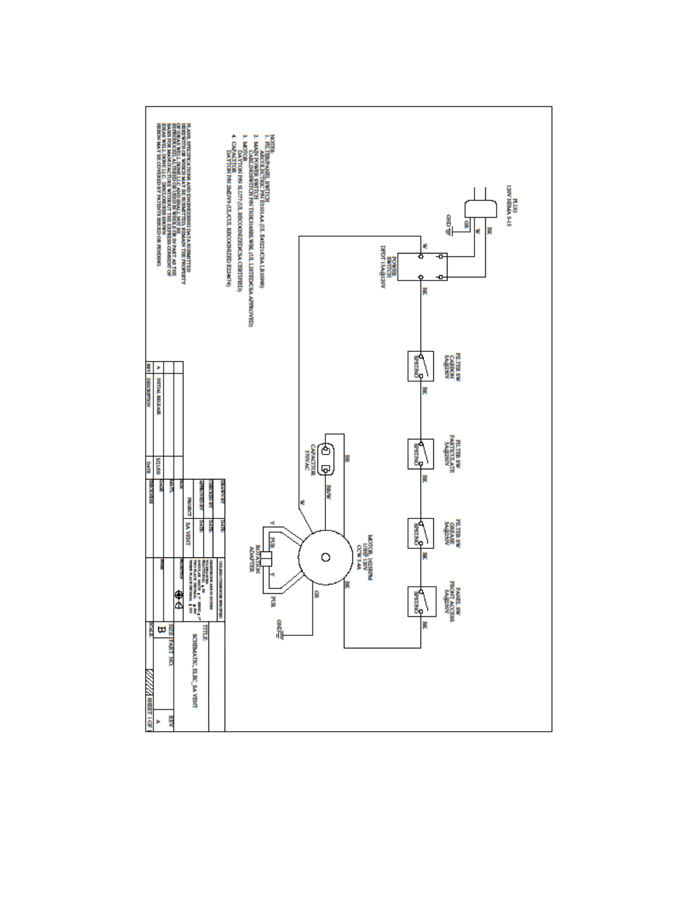PLUG
120V NEMA 5-15

BK W GR GND

POWER SWITCH
DPDT 15A@120V

FILTER SW
CARBON
5A@250V
SPSTNO

FILTER SW
PARTICULATE
5A@250V
SPSTNO

FILTER SW
GREASE
5A@250V
SPSTNO

PANEL SW
FRONT ACCESS
5A@250V
SPSTNO

CAPACITOR
370VAC

BR BR/W W BK GR GND

MOTOR 1625RPM
1/3HP 120V
CCW 3.4A

Y PUR Y PUR

ROTATION
ADAPTER

NOTES:

1. FILTER/PANEL SWITCH
   ARCOELECTRIC P/N E3101AA (UL E45221/CSA LR10990)
2. MAIN POWER SWITCH
   CARLINGSWITCH P/N TIGK5166BL-WBL (UL LISTED/CSA APPROVED)
3. MOTOR
   DAYTON P/N 3LU77 (UL RECOGNIZED/CSA CERTIFIED)
4. CAPACITOR
   DAYTON P/N 2MDV9 (UL/CUL RECOGNIZED E224674)

PLANS, SPECIFICATIONS AND ENGINEERING DATA SUBMITTED HEREWITH OR WHICH MAY BE SUBMITTED REMAIN THE PROPERTY OF IDEAS WELL DONE LLC AND SHALL NOT BE REPRODUCED, ALTERED, OR USED IN WHOLE OR IN PART AS THE BASIS FOR MANUFACTURE WITHOUT THE EXPRESS CONSENT OF IDEAS WELL DONE LLC. DISCLOSURES SHOWN HEREIN MAY BE COVERED BY PATENTS ISSUED OR PENDING.

| REV | DESCRIPTION | DATE | INITIALS |
|---|---|---|---|
| A | INITIAL RELEASE | 5/21/09 | |

| | | | |
|---|---|---|---|
| DRAWN BY | DATE | UNLESS OTHERWISE SPECIFIED | TITLE: SCHEMATIC, ELEC, SA VENT |
| CHECKED BY | DATE | | |
| APPROVED BY | DATE | | |
| PROJECT | SA VENT | PROJECTION | SIZE: B / PART NO. / REV: A |
| MAT'L | | FINISH | |
| SIZE | | | SCALE / SHEET 1 OF 1 |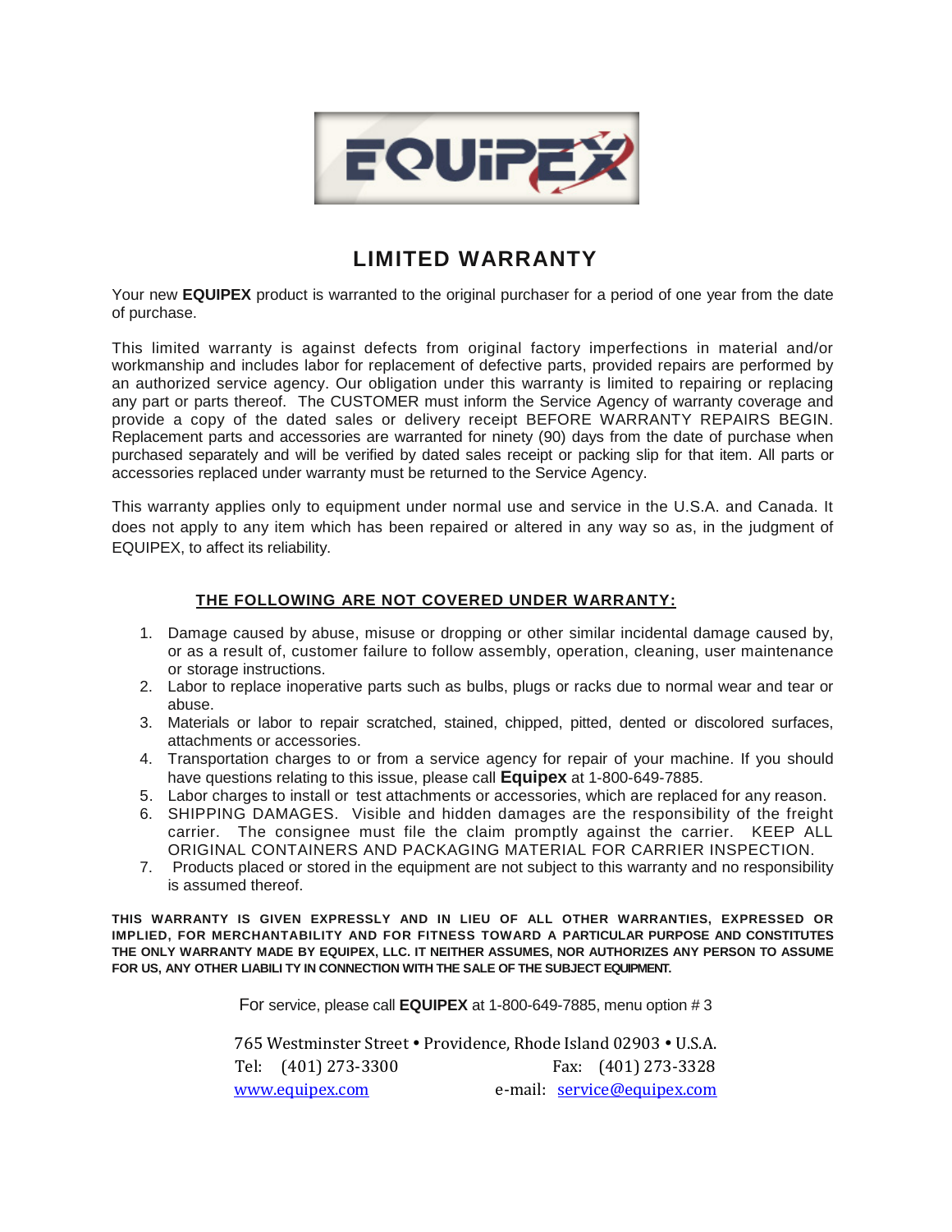EQUIPEX

# LIMITED WARRANTY

Your new **EQUIPEX** product is warranted to the original purchaser for a period of one year from the date of purchase.

This limited warranty is against defects from original factory imperfections in material and/or workmanship and includes labor for replacement of defective parts, provided repairs are performed by an authorized service agency. Our obligation under this warranty is limited to repairing or replacing any part or parts thereof. The CUSTOMER must inform the Service Agency of warranty coverage and provide a copy of the dated sales or delivery receipt BEFORE WARRANTY REPAIRS BEGIN. Replacement parts and accessories are warranted for ninety (90) days from the date of purchase when purchased separately and will be verified by dated sales receipt or packing slip for that item. All parts or accessories replaced under warranty must be returned to the Service Agency.

This warranty applies only to equipment under normal use and service in the U.S.A. and Canada. It does not apply to any item which has been repaired or altered in any way so as, in the judgment of EQUIPEX, to affect its reliability.

## THE FOLLOWING ARE NOT COVERED UNDER WARRANTY:

1. Damage caused by abuse, misuse or dropping or other similar incidental damage caused by, or as a result of, customer failure to follow assembly, operation, cleaning, user maintenance or storage instructions.
2. Labor to replace inoperative parts such as bulbs, plugs or racks due to normal wear and tear or abuse.
3. Materials or labor to repair scratched, stained, chipped, pitted, dented or discolored surfaces, attachments or accessories.
4. Transportation charges to or from a service agency for repair of your machine. If you should have questions relating to this issue, please call **Equipex** at 1-800-649-7885.
5. Labor charges to install or test attachments or accessories, which are replaced for any reason.
6. SHIPPING DAMAGES. Visible and hidden damages are the responsibility of the freight carrier. The consignee must file the claim promptly against the carrier. KEEP ALL ORIGINAL CONTAINERS AND PACKAGING MATERIAL FOR CARRIER INSPECTION.
7. Products placed or stored in the equipment are not subject to this warranty and no responsibility is assumed thereof.

**THIS WARRANTY IS GIVEN EXPRESSLY AND IN LIEU OF ALL OTHER WARRANTIES, EXPRESSED OR IMPLIED, FOR MERCHANTABILITY AND FOR FITNESS TOWARD A PARTICULAR PURPOSE AND CONSTITUTES THE ONLY WARRANTY MADE BY EQUIPEX, LLC. IT NEITHER ASSUMES, NOR AUTHORIZES ANY PERSON TO ASSUME FOR US, ANY OTHER LIABILI TY IN CONNECTION WITH THE SALE OF THE SUBJECT EQUIPMENT.**

For service, please call **EQUIPEX** at 1-800-649-7885, menu option # 3

765 Westminster Street • Providence, Rhode Island 02903 • U.S.A.
Tel: (401) 273-3300 Fax: (401) 273-3328
www.equipex.com e-mail: service@equipex.com